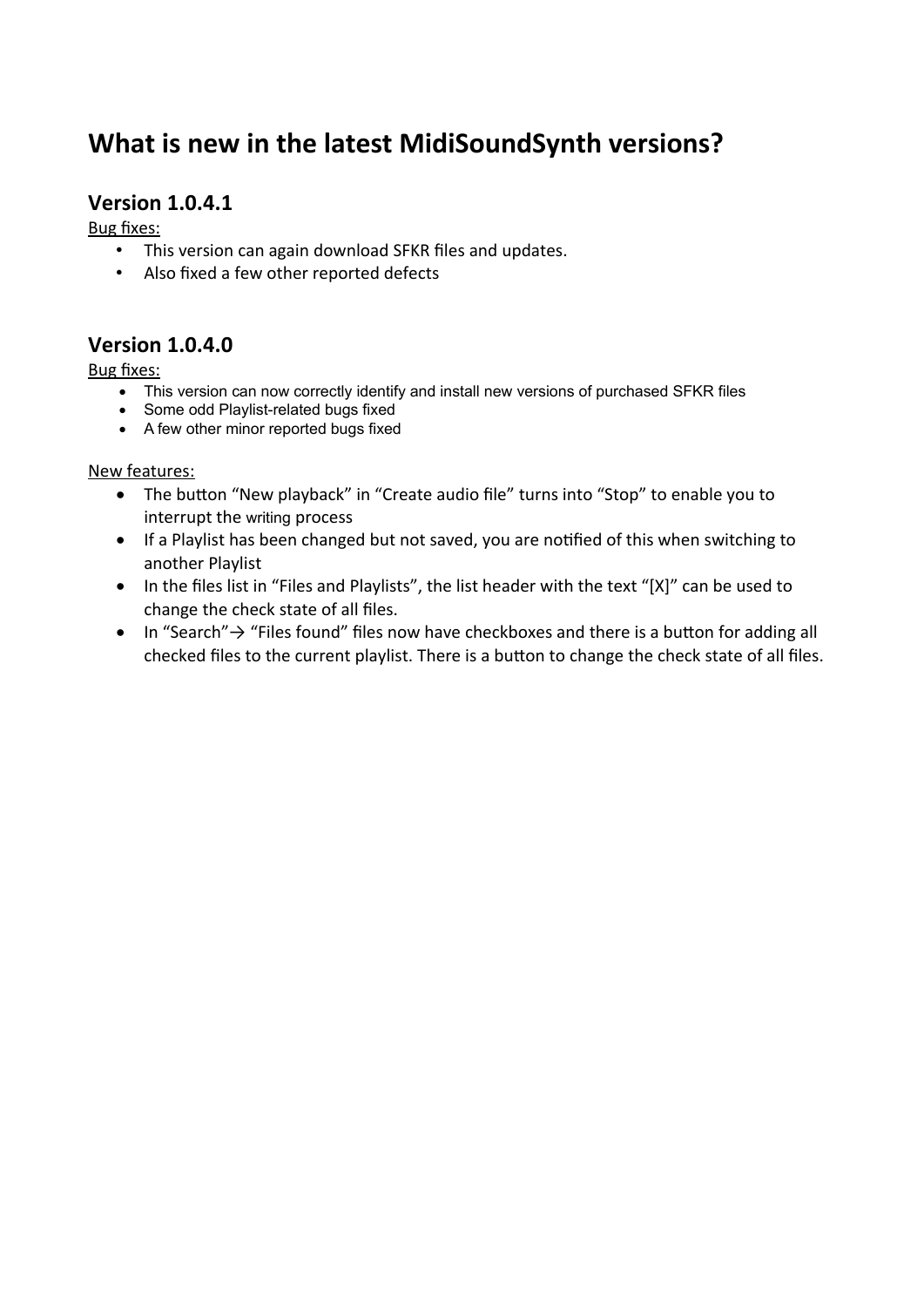# What is new in the latest MidiSoundSynth versions?

## Version 1.0.4.1

Bug fixes:

- This version can again download SFKR files and updates.
- Also fixed a few other reported defects

## Version 1.0.4.0

Bug fixes:

- This version can now correctly identify and install new versions of purchased SFKR files
- Some odd Playlist-related bugs fixed
- A few other minor reported bugs fixed

New features:

- The button “New playback” in “Create audio file” turns into “Stop” to enable you to interrupt the writing process
- If a Playlist has been changed but not saved, you are notified of this when switching to another Playlist
- In the files list in “Files and Playlists”, the list header with the text “[X]” can be used to change the check state of all files.
- In “Search”→ “Files found” files now have checkboxes and there is a button for adding all checked files to the current playlist. There is a button to change the check state of all files.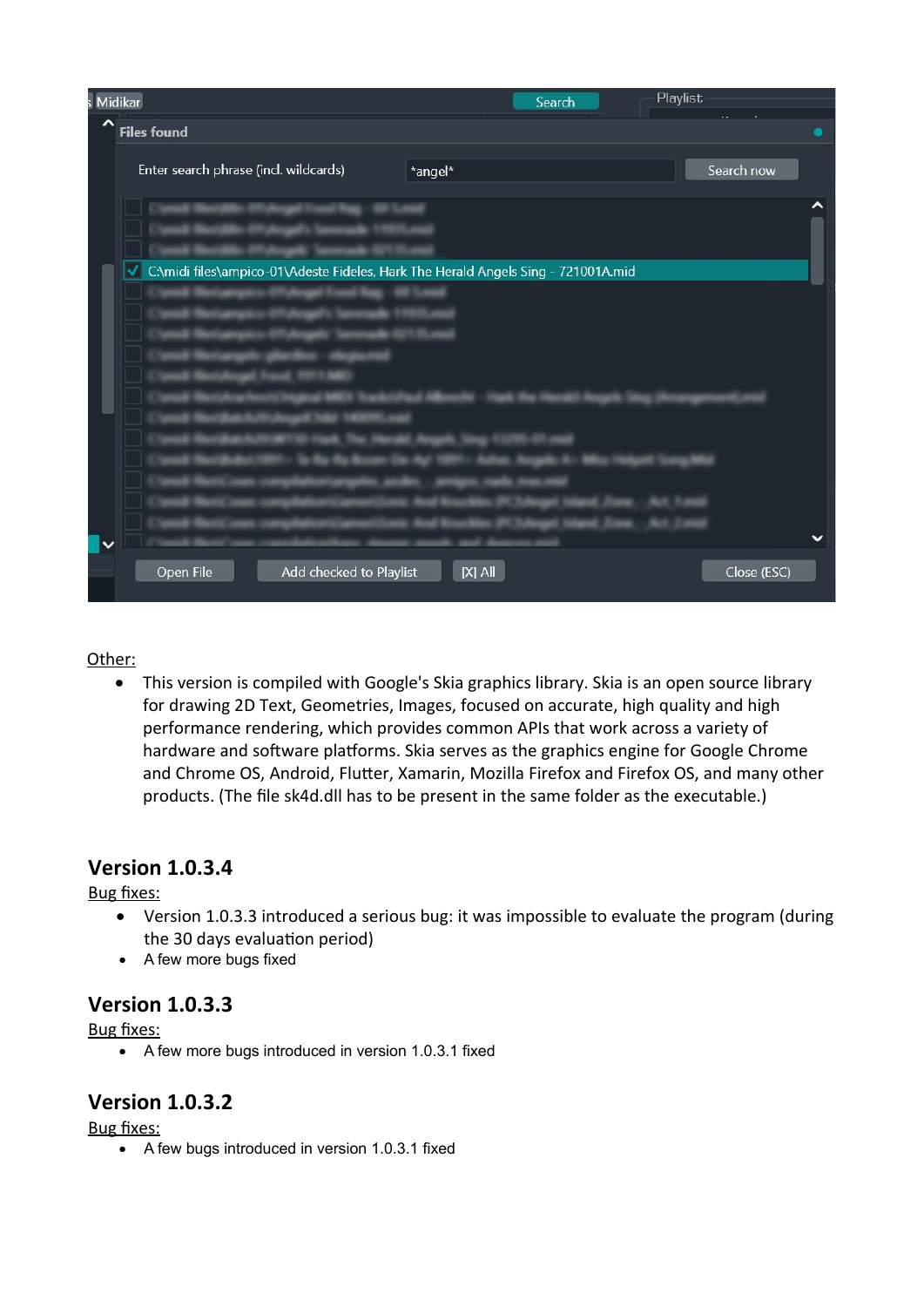Other:

- This version is compiled with Google's Skia graphics library. Skia is an open source library for drawing 2D Text, Geometries, Images, focused on accurate, high quality and high performance rendering, which provides common APIs that work across a variety of hardware and software platforms. Skia serves as the graphics engine for Google Chrome and Chrome OS, Android, Flutter, Xamarin, Mozilla Firefox and Firefox OS, and many other products. (The file sk4d.dll has to be present in the same folder as the executable.)

## Version 1.0.3.4

Bug fixes:

- Version 1.0.3.3 introduced a serious bug: it was impossible to evaluate the program (during the 30 days evaluation period)
- A few more bugs fixed

## Version 1.0.3.3

Bug fixes:

- A few more bugs introduced in version 1.0.3.1 fixed

## Version 1.0.3.2

Bug fixes:

- A few bugs introduced in version 1.0.3.1 fixed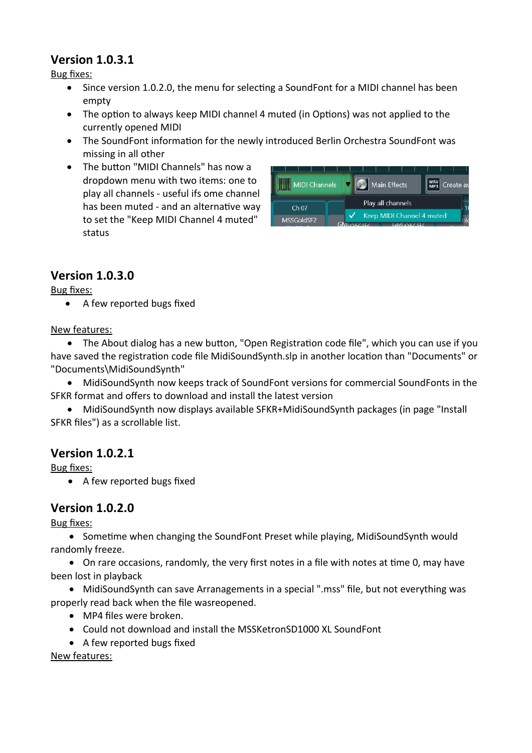## Version 1.0.3.1

Bug fixes:

- Since version 1.0.2.0, the menu for selecting a SoundFont for a MIDI channel has been empty
- The option to always keep MIDI channel 4 muted (in Options) was not applied to the currently opened MIDI
- The SoundFont information for the newly introduced Berlin Orchestra SoundFont was missing in all other
- The button "MIDI Channels" has now a dropdown menu with two items: one to play all channels - useful ifs ome channel has been muted - and an alternative way to set the "Keep MIDI Channel 4 muted" status

## Version 1.0.3.0

Bug fixes:

- A few reported bugs fixed

New features:

- The About dialog has a new button, "Open Registration code file", which you can use if you have saved the registration code file MidiSoundSynth.slp in another location than "Documents" or "Documents\MidiSoundSynth"
- MidiSoundSynth now keeps track of SoundFont versions for commercial SoundFonts in the SFKR format and offers to download and install the latest version
- MidiSoundSynth now displays available SFKR+MidiSoundSynth packages (in page "Install SFKR files") as a scrollable list.

## Version 1.0.2.1

Bug fixes:

- A few reported bugs fixed

## Version 1.0.2.0

Bug fixes:

- Sometime when changing the SoundFont Preset while playing, MidiSoundSynth would randomly freeze.
- On rare occasions, randomly, the very first notes in a file with notes at time 0, may have been lost in playback
- MidiSoundSynth can save Arranagements in a special ".mss" file, but not everything was properly read back when the file wasreopened.
- MP4 files were broken.
- Could not download and install the MSSKetronSD1000 XL SoundFont
- A few reported bugs fixed

New features: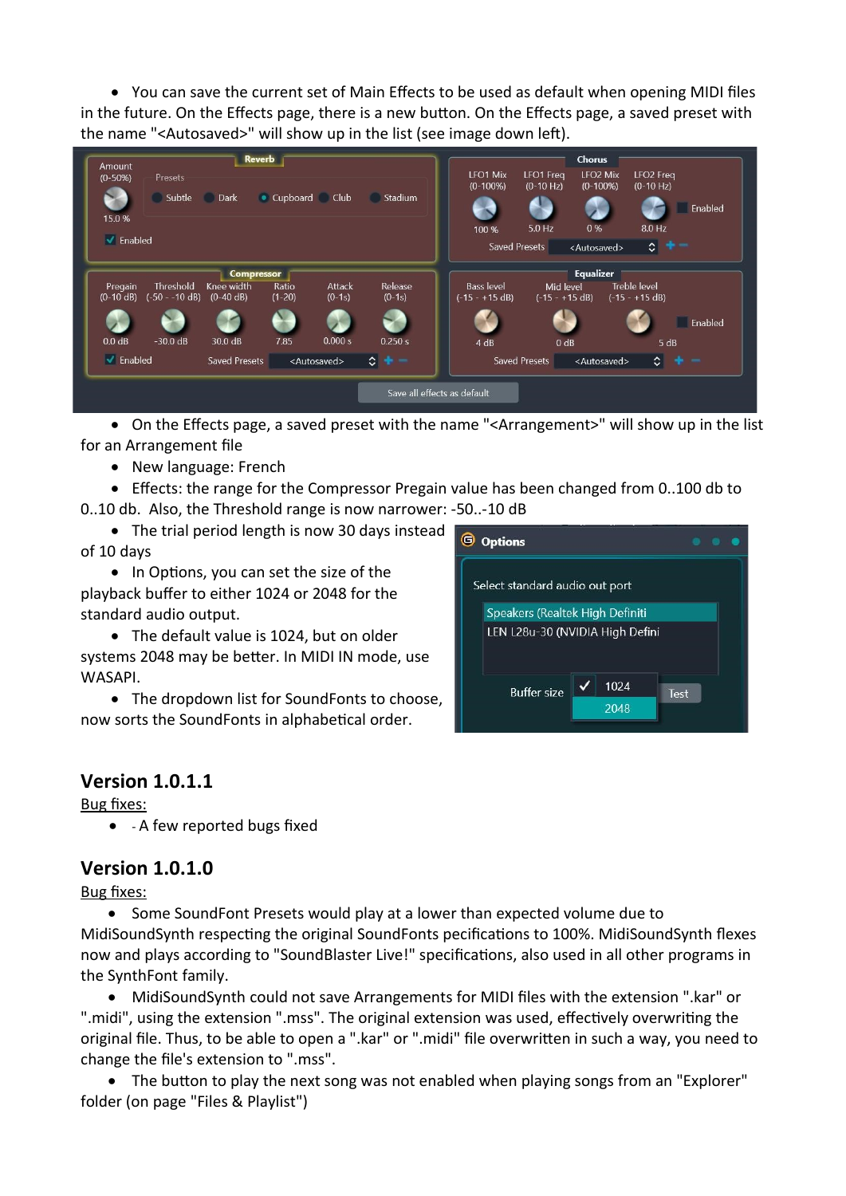- You can save the current set of Main Effects to be used as default when opening MIDI files in the future. On the Effects page, there is a new button. On the Effects page, a saved preset with the name "<Autosaved>" will show up in the list (see image down left).

- On the Effects page, a saved preset with the name "<Arrangement>" will show up in the list for an Arrangement file
- New language: French
- Effects: the range for the Compressor Pregain value has been changed from 0..100 db to 0..10 db. Also, the Threshold range is now narrower: -50..-10 dB
- The trial period length is now 30 days instead of 10 days
- In Options, you can set the size of the playback buffer to either 1024 or 2048 for the standard audio output.
- The default value is 1024, but on older systems 2048 may be better. In MIDI IN mode, use WASAPI.
- The dropdown list for SoundFonts to choose, now sorts the SoundFonts in alphabetical order.

## Version 1.0.1.1

Bug fixes:

- - A few reported bugs fixed

## Version 1.0.1.0

Bug fixes:

- Some SoundFont Presets would play at a lower than expected volume due to MidiSoundSynth respecting the original SoundFonts pecifications to 100%. MidiSoundSynth flexes now and plays according to "SoundBlaster Live!" specifications, also used in all other programs in the SynthFont family.
- MidiSoundSynth could not save Arrangements for MIDI files with the extension ".kar" or ".midi", using the extension ".mss". The original extension was used, effectively overwriting the original file. Thus, to be able to open a ".kar" or ".midi" file overwritten in such a way, you need to change the file's extension to ".mss".
- The button to play the next song was not enabled when playing songs from an "Explorer" folder (on page "Files & Playlist")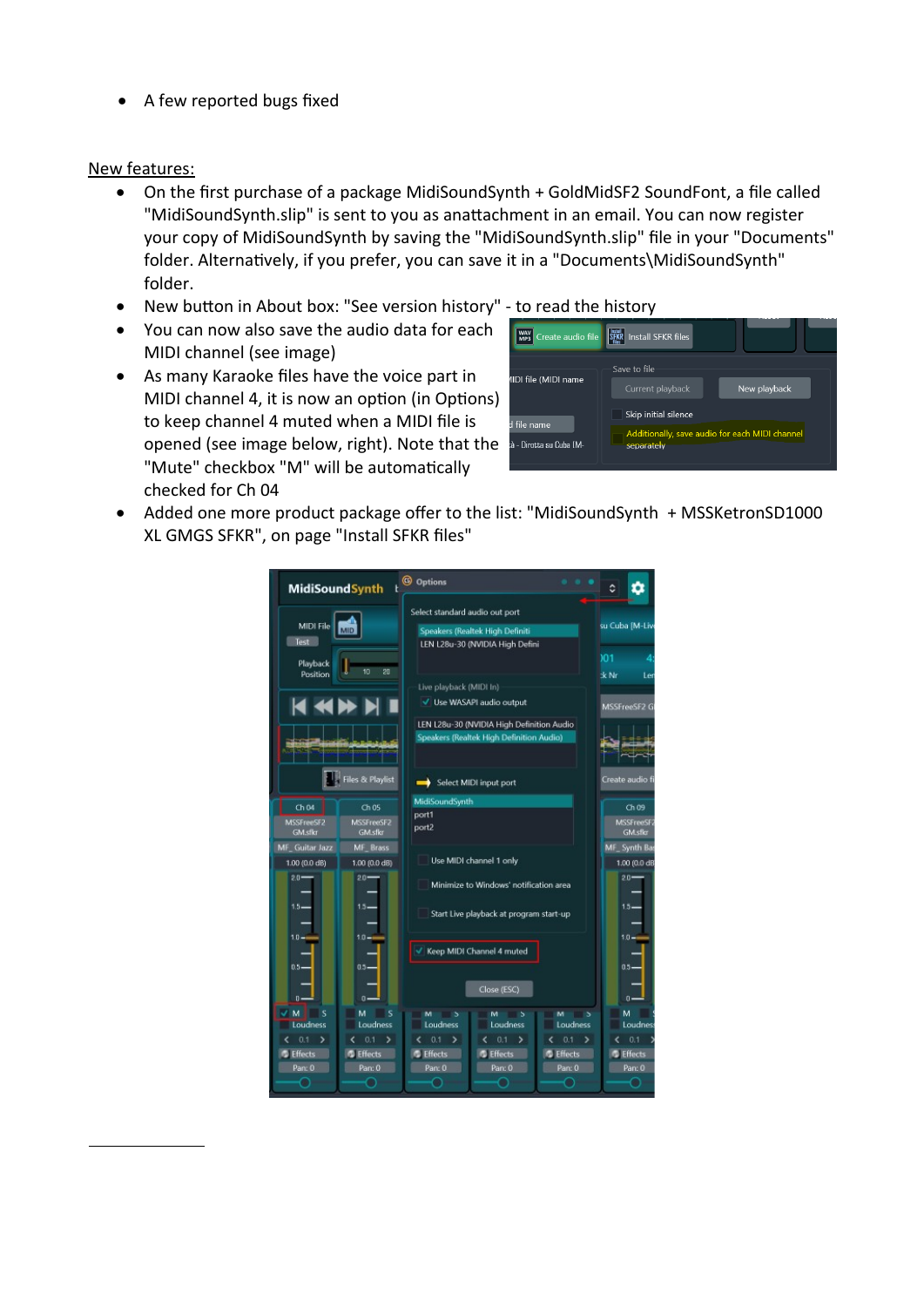- A few reported bugs fixed

New features:

- On the first purchase of a package MidiSoundSynth + GoldMidSF2 SoundFont, a file called "MidiSoundSynth.slip" is sent to you as anattachment in an email. You can now register your copy of MidiSoundSynth by saving the "MidiSoundSynth.slip" file in your "Documents" folder. Alternatively, if you prefer, you can save it in a "Documents\MidiSoundSynth" folder.
- New button in About box: "See version history" - to read the history
- You can now also save the audio data for each MIDI channel (see image)
- As many Karaoke files have the voice part in MIDI channel 4, it is now an option (in Options) to keep channel 4 muted when a MIDI file is opened (see image below, right). Note that the "Mute" checkbox "M" will be automatically checked for Ch 04
- Added one more product package offer to the list: "MidiSoundSynth + MSSKetronSD1000 XL GMGS SFKR", on page "Install SFKR files"